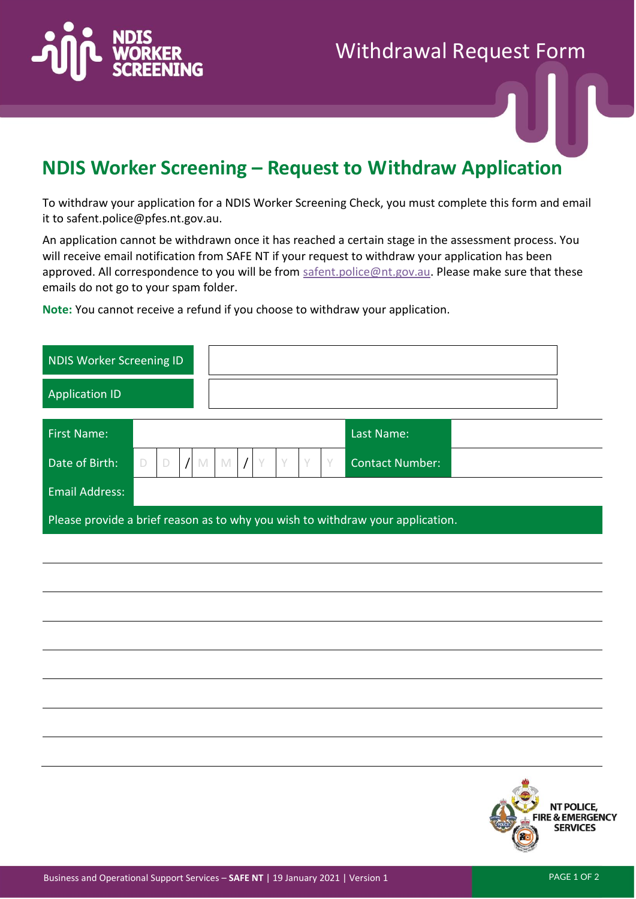# Withdrawal Request Form

## NDIS Worker Screening – Request to Withdraw Application

To withdraw your application for a NDIS Worker Screening Check, you must complete this form and email it to safent.police@pfes.nt.gov.au.

An application cannot be withdrawn once it has reached a certain stage in the assessment process. You will receive email notification from SAFE NT if your request to withdraw your application has been approved. All correspondence to you will be from safent.police@nt.gov.au. Please make sure that these emails do not go to your spam folder.

**Note:** You cannot receive a refund if you choose to withdraw your application.

| | |
|---|---|
| NDIS Worker Screening ID | |
| Application ID | |

| | | | |
|---|---|---|---|
| First Name: | | Last Name: | |
| Date of Birth: | D D / M M / Y Y Y Y | Contact Number: | |
| Email Address: | | | |

Please provide a brief reason as to why you wish to withdraw your application.

Business and Operational Support Services – **SAFE NT** | 19 January 2021 | Version 1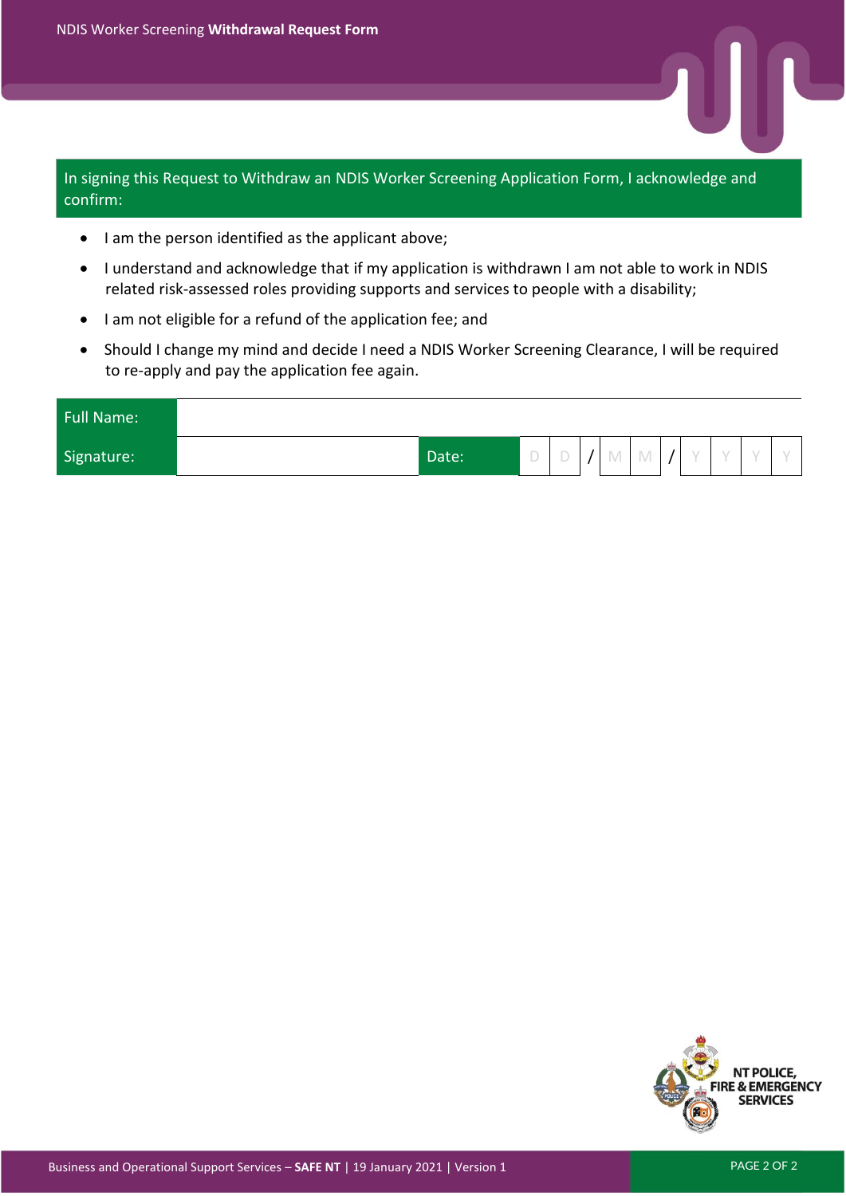In signing this Request to Withdraw an NDIS Worker Screening Application Form, I acknowledge and confirm:

- I am the person identified as the applicant above;
- I understand and acknowledge that if my application is withdrawn I am not able to work in NDIS related risk-assessed roles providing supports and services to people with a disability;
- I am not eligible for a refund of the application fee; and
- Should I change my mind and decide I need a NDIS Worker Screening Clearance, I will be required to re-apply and pay the application fee again.

| | | | |
|---|---|---|---|
| Full Name: | | | |
| Signature: | | Date: | D D / M M / Y Y Y Y |